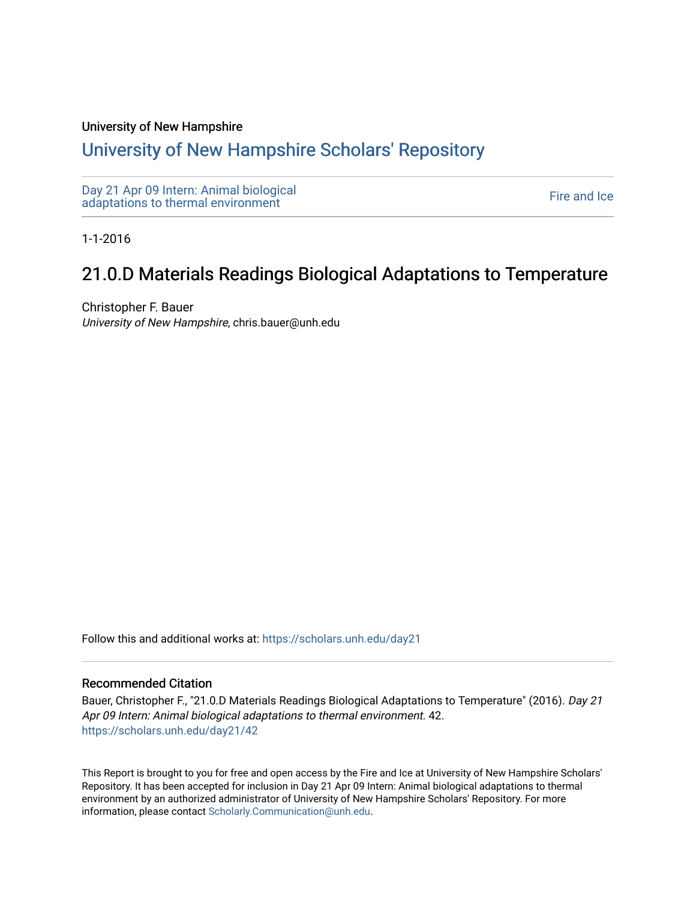University of New Hampshire

## University of New Hampshire Scholars' Repository

Day 21 Apr 09 Intern: Animal biological adaptations to thermal environment

Fire and Ice

1-1-2016

# 21.0.D Materials Readings Biological Adaptations to Temperature

Christopher F. Bauer
*University of New Hampshire*, chris.bauer@unh.edu

Follow this and additional works at: https://scholars.unh.edu/day21

### Recommended Citation

Bauer, Christopher F., "21.0.D Materials Readings Biological Adaptations to Temperature" (2016). *Day 21 Apr 09 Intern: Animal biological adaptations to thermal environment*. 42.
https://scholars.unh.edu/day21/42

This Report is brought to you for free and open access by the Fire and Ice at University of New Hampshire Scholars' Repository. It has been accepted for inclusion in Day 21 Apr 09 Intern: Animal biological adaptations to thermal environment by an authorized administrator of University of New Hampshire Scholars' Repository. For more information, please contact Scholarly.Communication@unh.edu.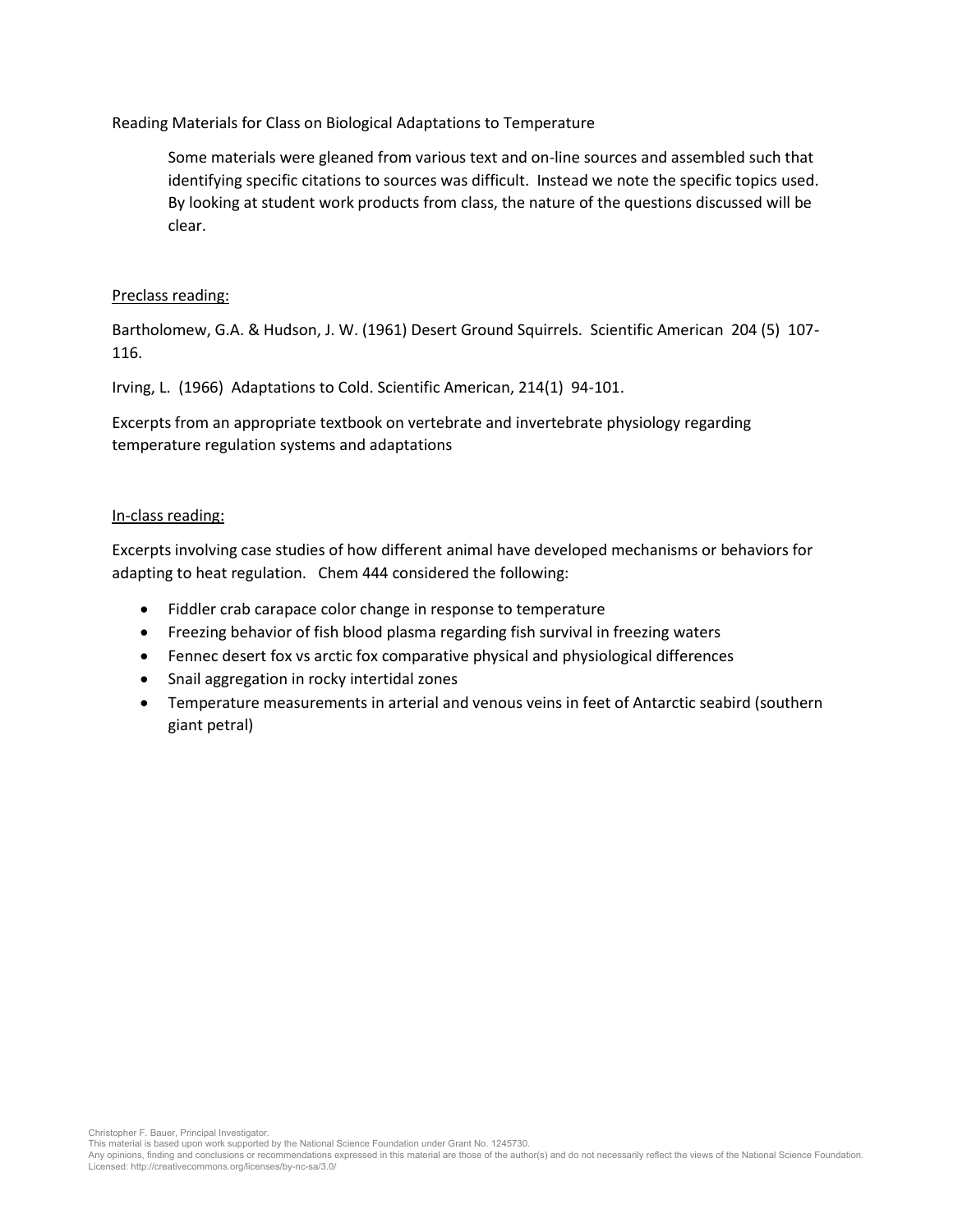Reading Materials for Class on Biological Adaptations to Temperature

> Some materials were gleaned from various text and on-line sources and assembled such that identifying specific citations to sources was difficult. Instead we note the specific topics used. By looking at student work products from class, the nature of the questions discussed will be clear.

<u>Preclass reading:</u>

Bartholomew, G.A. & Hudson, J. W. (1961) Desert Ground Squirrels. Scientific American 204 (5) 107-116.

Irving, L. (1966) Adaptations to Cold. Scientific American, 214(1) 94-101.

Excerpts from an appropriate textbook on vertebrate and invertebrate physiology regarding temperature regulation systems and adaptations

<u>In-class reading:</u>

Excerpts involving case studies of how different animal have developed mechanisms or behaviors for adapting to heat regulation. Chem 444 considered the following:

- Fiddler crab carapace color change in response to temperature
- Freezing behavior of fish blood plasma regarding fish survival in freezing waters
- Fennec desert fox vs arctic fox comparative physical and physiological differences
- Snail aggregation in rocky intertidal zones
- Temperature measurements in arterial and venous veins in feet of Antarctic seabird (southern giant petral)